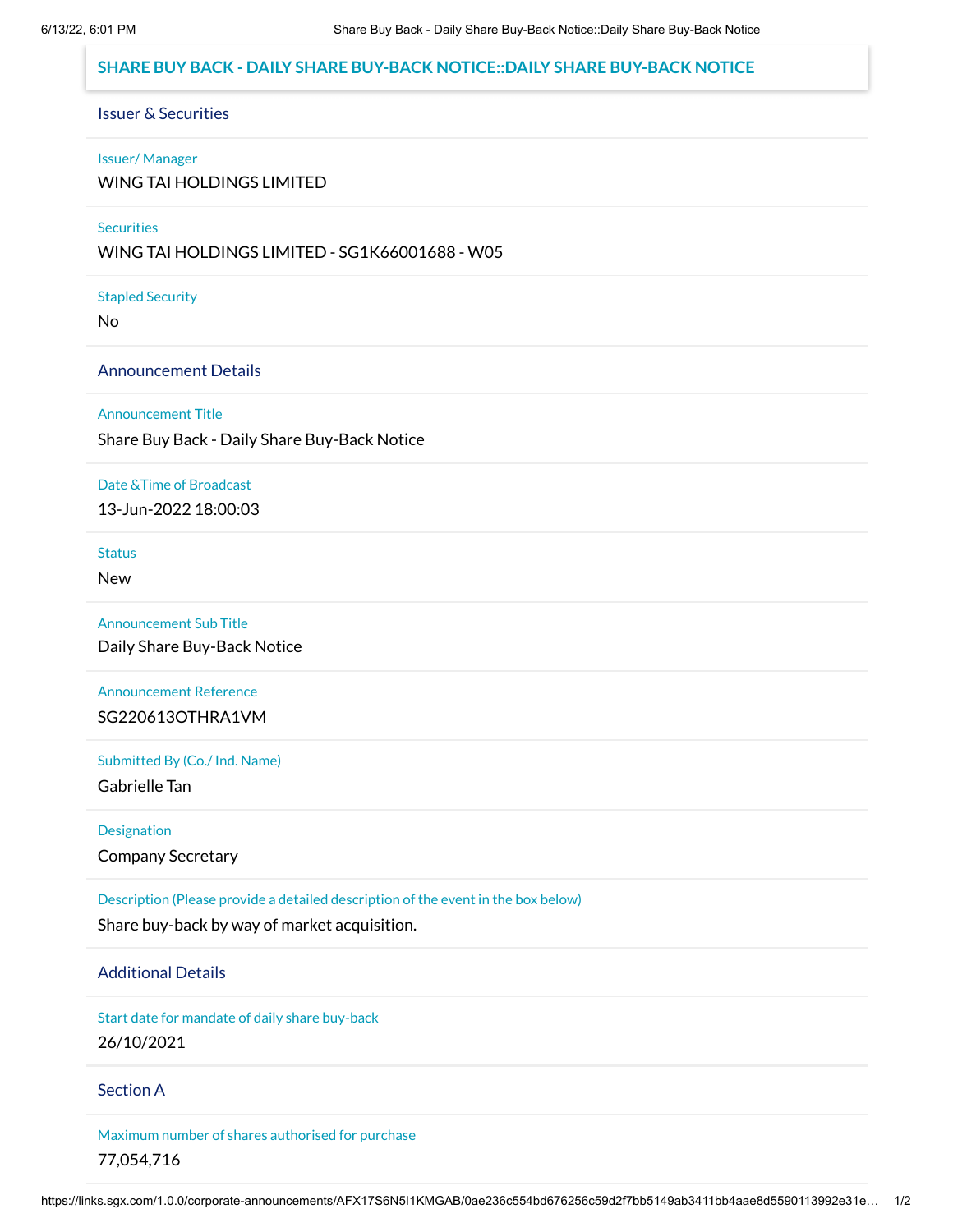# SHARE BUY BACK - DAILY SHARE BUY-BACK NOTICE::DAILY SHARE BUY-BACK NOTICE

## Issuer & Securities

**Issuer/ Manager**

WING TAI HOLDINGS LIMITED

**Securities**

WING TAI HOLDINGS LIMITED - SG1K66001688 - W05

**Stapled Security**

No

## Announcement Details

**Announcement Title**

Share Buy Back - Daily Share Buy-Back Notice

**Date &Time of Broadcast**

13-Jun-2022 18:00:03

**Status**

New

**Announcement Sub Title**

Daily Share Buy-Back Notice

**Announcement Reference**

SG220613OTHRA1VM

**Submitted By (Co./ Ind. Name)**

Gabrielle Tan

**Designation**

Company Secretary

**Description (Please provide a detailed description of the event in the box below)**

Share buy-back by way of market acquisition.

## Additional Details

**Start date for mandate of daily share buy-back**

26/10/2021

## Section A

**Maximum number of shares authorised for purchase**

77,054,716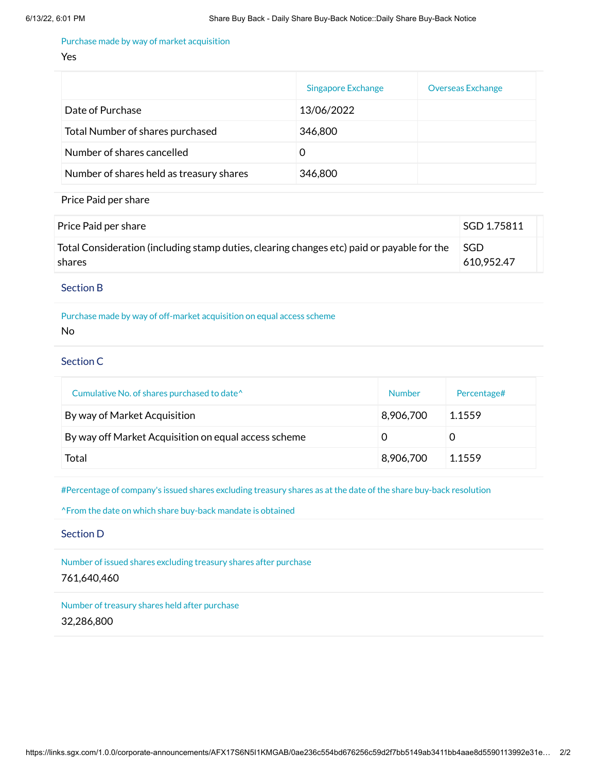Purchase made by way of market acquisition

Yes

| | Singapore Exchange | Overseas Exchange |
|---|---|---|
| Date of Purchase | 13/06/2022 | |
| Total Number of shares purchased | 346,800 | |
| Number of shares cancelled | 0 | |
| Number of shares held as treasury shares | 346,800 | |

Price Paid per share

| | |
|---|---|
| Price Paid per share | SGD 1.75811 |
| Total Consideration (including stamp duties, clearing changes etc) paid or payable for the shares | SGD 610,952.47 |

## Section B

Purchase made by way of off-market acquisition on equal access scheme

No

## Section C

| Cumulative No. of shares purchased to date^ | Number | Percentage# |
|---|---|---|
| By way of Market Acquisition | 8,906,700 | 1.1559 |
| By way off Market Acquisition on equal access scheme | 0 | 0 |
| Total | 8,906,700 | 1.1559 |

#Percentage of company's issued shares excluding treasury shares as at the date of the share buy-back resolution

^From the date on which share buy-back mandate is obtained

## Section D

Number of issued shares excluding treasury shares after purchase

761,640,460

Number of treasury shares held after purchase

32,286,800